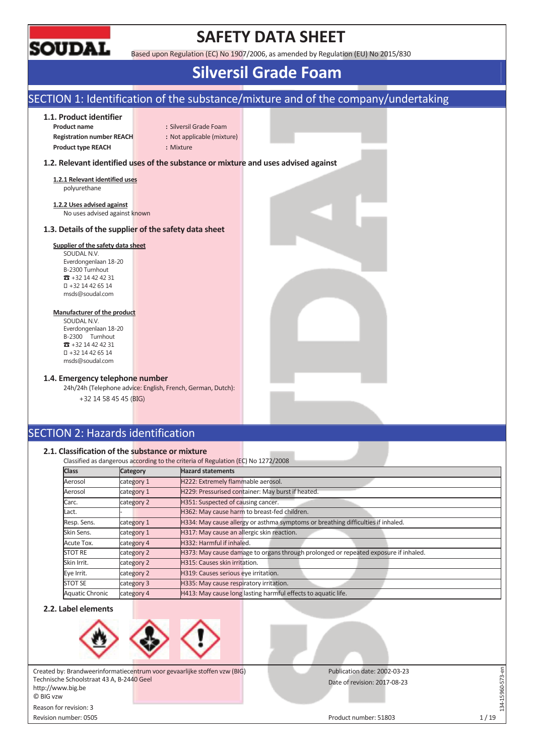# SAFETY DATA SHEET

Based upon Regulation (EC) No 1907/2006, as amended by Regulation (EU) No 2015/830

# Silversil Grade Foam

## SECTION 1: Identification of the substance/mixture and of the company/undertaking

### 1.1. Product identifier

**Product name** : Silversil Grade Foam
**Registration number REACH** : Not applicable (mixture)
**Product type REACH** : Mixture

### 1.2. Relevant identified uses of the substance or mixture and uses advised against

**1.2.1 Relevant identified uses**
polyurethane

**1.2.2 Uses advised against**
No uses advised against known

### 1.3. Details of the supplier of the safety data sheet

**Supplier of the safety data sheet**
SOUDAL N.V.
Everdongenlaan 18-20
B-2300 Turnhout
☎ +32 14 42 42 31
+32 14 42 65 14
msds@soudal.com

**Manufacturer of the product**
SOUDAL N.V.
Everdongenlaan 18-20
B-2300 Turnhout
☎ +32 14 42 42 31
+32 14 42 65 14
msds@soudal.com

### 1.4. Emergency telephone number

24h/24h (Telephone advice: English, French, German, Dutch):
+32 14 58 45 45 (BIG)

## SECTION 2: Hazards identification

### 2.1. Classification of the substance or mixture

Classified as dangerous according to the criteria of Regulation (EC) No 1272/2008

| Class | Category | Hazard statements |
|---|---|---|
| Aerosol | category 1 | H222: Extremely flammable aerosol. |
| Aerosol | category 1 | H229: Pressurised container: May burst if heated. |
| Carc. | category 2 | H351: Suspected of causing cancer. |
| Lact. | - | H362: May cause harm to breast-fed children. |
| Resp. Sens. | category 1 | H334: May cause allergy or asthma symptoms or breathing difficulties if inhaled. |
| Skin Sens. | category 1 | H317: May cause an allergic skin reaction. |
| Acute Tox. | category 4 | H332: Harmful if inhaled. |
| STOT RE | category 2 | H373: May cause damage to organs through prolonged or repeated exposure if inhaled. |
| Skin Irrit. | category 2 | H315: Causes skin irritation. |
| Eye Irrit. | category 2 | H319: Causes serious eye irritation. |
| STOT SE | category 3 | H335: May cause respiratory irritation. |
| Aquatic Chronic | category 4 | H413: May cause long lasting harmful effects to aquatic life. |

### 2.2. Label elements

Created by: Brandweerinformatiecentrum voor gevaarlijke stoffen vzw (BIG)
Technische Schoolstraat 43 A, B-2440 Geel
http://www.big.be
© BIG vzw
Reason for revision: 3
Revision number: 0505

Publication date: 2002-03-23
Date of revision: 2017-08-23
Product number: 51803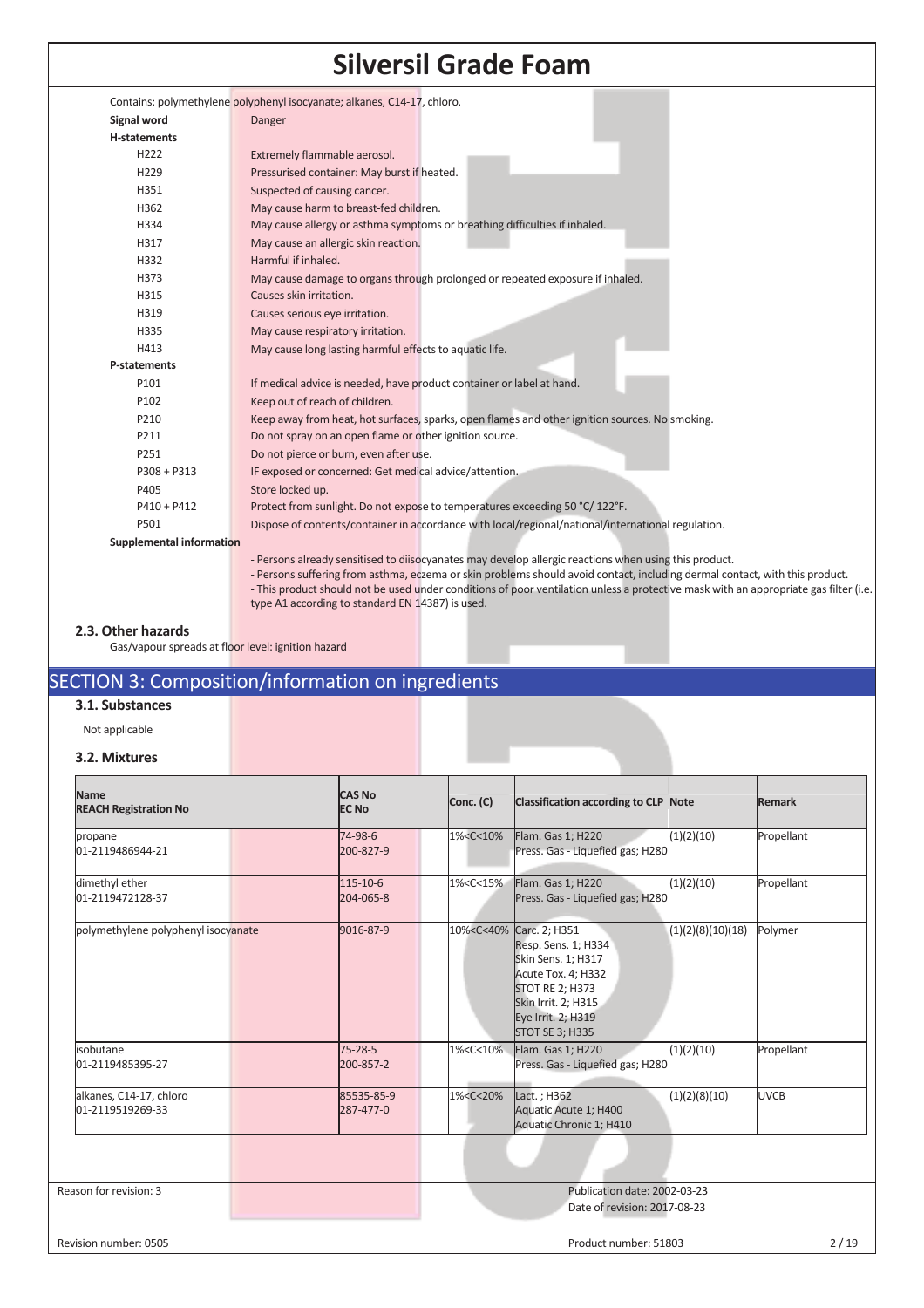Contains: polymethylene polyphenyl isocyanate; alkanes, C14-17, chloro.

**Signal word** Danger

**H-statements**

| | |
|---|---|
| H222 | Extremely flammable aerosol. |
| H229 | Pressurised container: May burst if heated. |
| H351 | Suspected of causing cancer. |
| H362 | May cause harm to breast-fed children. |
| H334 | May cause allergy or asthma symptoms or breathing difficulties if inhaled. |
| H317 | May cause an allergic skin reaction. |
| H332 | Harmful if inhaled. |
| H373 | May cause damage to organs through prolonged or repeated exposure if inhaled. |
| H315 | Causes skin irritation. |
| H319 | Causes serious eye irritation. |
| H335 | May cause respiratory irritation. |
| H413 | May cause long lasting harmful effects to aquatic life. |

**P-statements**

| | |
|---|---|
| P101 | If medical advice is needed, have product container or label at hand. |
| P102 | Keep out of reach of children. |
| P210 | Keep away from heat, hot surfaces, sparks, open flames and other ignition sources. No smoking. |
| P211 | Do not spray on an open flame or other ignition source. |
| P251 | Do not pierce or burn, even after use. |
| P308 + P313 | IF exposed or concerned: Get medical advice/attention. |
| P405 | Store locked up. |
| P410 + P412 | Protect from sunlight. Do not expose to temperatures exceeding 50 °C/ 122°F. |
| P501 | Dispose of contents/container in accordance with local/regional/national/international regulation. |

**Supplemental information**

- Persons already sensitised to diisocyanates may develop allergic reactions when using this product.
- Persons suffering from asthma, eczema or skin problems should avoid contact, including dermal contact, with this product.
- This product should not be used under conditions of poor ventilation unless a protective mask with an appropriate gas filter (i.e. type A1 according to standard EN 14387) is used.

### 2.3. Other hazards

Gas/vapour spreads at floor level: ignition hazard

## SECTION 3: Composition/information on ingredients

### 3.1. Substances

Not applicable

### 3.2. Mixtures

| Name<br>REACH Registration No | CAS No<br>EC No | Conc. (C) | Classification according to CLP | Note | Remark |
|---|---|---|---|---|---|
| propane<br>01-2119486944-21 | 74-98-6<br>200-827-9 | 1%<C<10% | Flam. Gas 1; H220<br>Press. Gas - Liquefied gas; H280 | (1)(2)(10) | Propellant |
| dimethyl ether<br>01-2119472128-37 | 115-10-6<br>204-065-8 | 1%<C<15% | Flam. Gas 1; H220<br>Press. Gas - Liquefied gas; H280 | (1)(2)(10) | Propellant |
| polymethylene polyphenyl isocyanate | 9016-87-9 | 10%<C<40% | Carc. 2; H351<br>Resp. Sens. 1; H334<br>Skin Sens. 1; H317<br>Acute Tox. 4; H332<br>STOT RE 2; H373<br>Skin Irrit. 2; H315<br>Eye Irrit. 2; H319<br>STOT SE 3; H335 | (1)(2)(8)(10)(18) | Polymer |
| isobutane<br>01-2119485395-27 | 75-28-5<br>200-857-2 | 1%<C<10% | Flam. Gas 1; H220<br>Press. Gas - Liquefied gas; H280 | (1)(2)(10) | Propellant |
| alkanes, C14-17, chloro<br>01-2119519269-33 | 85535-85-9<br>287-477-0 | 1%<C<20% | Lact. ; H362<br>Aquatic Acute 1; H400<br>Aquatic Chronic 1; H410 | (1)(2)(8)(10) | UVCB |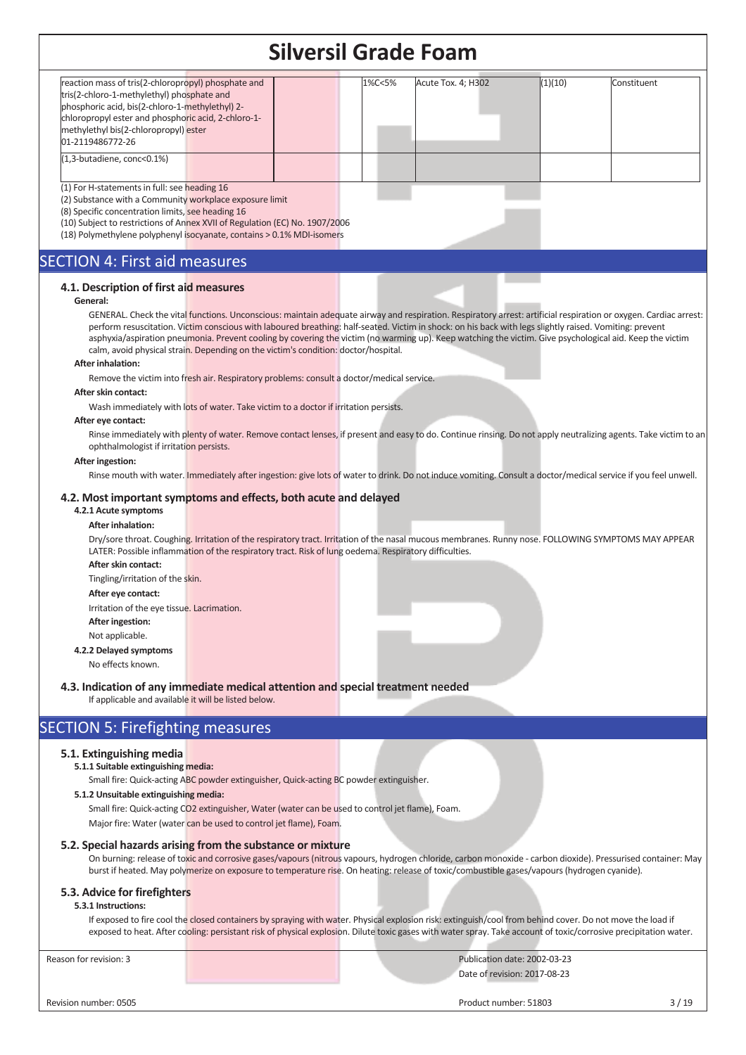| | | | | | |
|---|---|---|---|---|---|
| reaction mass of tris(2-chloropropyl) phosphate and tris(2-chloro-1-methylethyl) phosphate and phosphoric acid, bis(2-chloro-1-methylethyl) 2-chloropropyl ester and phosphoric acid, 2-chloro-1-methylethyl bis(2-chloropropyl) ester 01-2119486772-26 | | 1%≤C<5% | Acute Tox. 4; H302 | (1)(10) | Constituent |
| (1,3-butadiene, conc<0.1%) | | | | | |

(1) For H-statements in full: see heading 16
(2) Substance with a Community workplace exposure limit
(8) Specific concentration limits, see heading 16
(10) Subject to restrictions of Annex XVII of Regulation (EC) No. 1907/2006
(18) Polymethylene polyphenyl isocyanate, contains > 0.1% MDI-isomers

## SECTION 4: First aid measures

### 4.1. Description of first aid measures

**General:**

GENERAL. Check the vital functions. Unconscious: maintain adequate airway and respiration. Respiratory arrest: artificial respiration or oxygen. Cardiac arrest: perform resuscitation. Victim conscious with laboured breathing: half-seated. Victim in shock: on his back with legs slightly raised. Vomiting: prevent asphyxia/aspiration pneumonia. Prevent cooling by covering the victim (no warming up). Keep watching the victim. Give psychological aid. Keep the victim calm, avoid physical strain. Depending on the victim's condition: doctor/hospital.

**After inhalation:**

Remove the victim into fresh air. Respiratory problems: consult a doctor/medical service.

**After skin contact:**

Wash immediately with lots of water. Take victim to a doctor if irritation persists.

**After eye contact:**

Rinse immediately with plenty of water. Remove contact lenses, if present and easy to do. Continue rinsing. Do not apply neutralizing agents. Take victim to an ophthalmologist if irritation persists.

**After ingestion:**

Rinse mouth with water. Immediately after ingestion: give lots of water to drink. Do not induce vomiting. Consult a doctor/medical service if you feel unwell.

### 4.2. Most important symptoms and effects, both acute and delayed

**4.2.1 Acute symptoms**

**After inhalation:**

Dry/sore throat. Coughing. Irritation of the respiratory tract. Irritation of the nasal mucous membranes. Runny nose. FOLLOWING SYMPTOMS MAY APPEAR LATER: Possible inflammation of the respiratory tract. Risk of lung oedema. Respiratory difficulties.

**After skin contact:**

Tingling/irritation of the skin.

**After eye contact:**

Irritation of the eye tissue. Lacrimation.

**After ingestion:**

Not applicable.

**4.2.2 Delayed symptoms**

No effects known.

### 4.3. Indication of any immediate medical attention and special treatment needed

If applicable and available it will be listed below.

## SECTION 5: Firefighting measures

### 5.1. Extinguishing media

**5.1.1 Suitable extinguishing media:**

Small fire: Quick-acting ABC powder extinguisher, Quick-acting BC powder extinguisher.

**5.1.2 Unsuitable extinguishing media:**

Small fire: Quick-acting $CO_2$ extinguisher, Water (water can be used to control jet flame), Foam.

Major fire: Water (water can be used to control jet flame), Foam.

### 5.2. Special hazards arising from the substance or mixture

On burning: release of toxic and corrosive gases/vapours (nitrous vapours, hydrogen chloride, carbon monoxide - carbon dioxide). Pressurised container: May burst if heated. May polymerize on exposure to temperature rise. On heating: release of toxic/combustible gases/vapours (hydrogen cyanide).

### 5.3. Advice for firefighters

**5.3.1 Instructions:**

If exposed to fire cool the closed containers by spraying with water. Physical explosion risk: extinguish/cool from behind cover. Do not move the load if exposed to heat. After cooling: persistant risk of physical explosion. Dilute toxic gases with water spray. Take account of toxic/corrosive precipitation water.

Reason for revision: 3 | Publication date: 2002-03-23 | Date of revision: 2017-08-23

Revision number: 0505 | Product number: 51803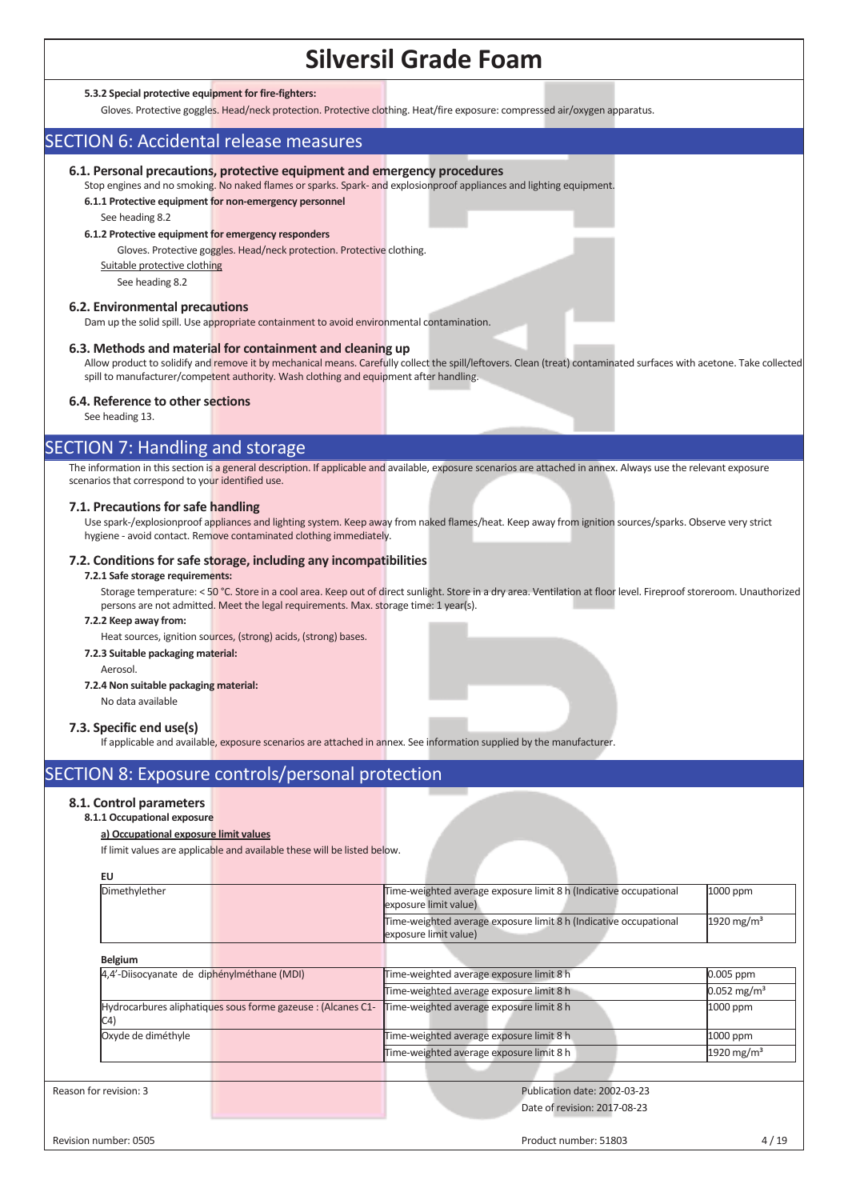#### 5.3.2 Special protective equipment for fire-fighters:

Gloves. Protective goggles. Head/neck protection. Protective clothing. Heat/fire exposure: compressed air/oxygen apparatus.

## SECTION 6: Accidental release measures

### 6.1. Personal precautions, protective equipment and emergency procedures

Stop engines and no smoking. No naked flames or sparks. Spark- and explosionproof appliances and lighting equipment.

#### 6.1.1 Protective equipment for non-emergency personnel

See heading 8.2

#### 6.1.2 Protective equipment for emergency responders

Gloves. Protective goggles. Head/neck protection. Protective clothing.

Suitable protective clothing

See heading 8.2

### 6.2. Environmental precautions

Dam up the solid spill. Use appropriate containment to avoid environmental contamination.

### 6.3. Methods and material for containment and cleaning up

Allow product to solidify and remove it by mechanical means. Carefully collect the spill/leftovers. Clean (treat) contaminated surfaces with acetone. Take collected spill to manufacturer/competent authority. Wash clothing and equipment after handling.

### 6.4. Reference to other sections

See heading 13.

## SECTION 7: Handling and storage

The information in this section is a general description. If applicable and available, exposure scenarios are attached in annex. Always use the relevant exposure scenarios that correspond to your identified use.

### 7.1. Precautions for safe handling

Use spark-/explosionproof appliances and lighting system. Keep away from naked flames/heat. Keep away from ignition sources/sparks. Observe very strict hygiene - avoid contact. Remove contaminated clothing immediately.

### 7.2. Conditions for safe storage, including any incompatibilities

#### 7.2.1 Safe storage requirements:

Storage temperature: < 50 °C. Store in a cool area. Keep out of direct sunlight. Store in a dry area. Ventilation at floor level. Fireproof storeroom. Unauthorized persons are not admitted. Meet the legal requirements. Max. storage time: 1 year(s).

#### 7.2.2 Keep away from:

Heat sources, ignition sources, (strong) acids, (strong) bases.

#### 7.2.3 Suitable packaging material:

Aerosol.

#### 7.2.4 Non suitable packaging material:

No data available

### 7.3. Specific end use(s)

If applicable and available, exposure scenarios are attached in annex. See information supplied by the manufacturer.

## SECTION 8: Exposure controls/personal protection

### 8.1. Control parameters

#### 8.1.1 Occupational exposure

**a) Occupational exposure limit values**

If limit values are applicable and available these will be listed below.

**EU**

| | | |
|---|---|---|
| Dimethylether | Time-weighted average exposure limit 8 h (Indicative occupational exposure limit value) | 1000 ppm |
| | Time-weighted average exposure limit 8 h (Indicative occupational exposure limit value) | 1920 mg/m³ |

**Belgium**

| | | |
|---|---|---|
| 4,4'-Diisocyanate de diphénylméthane (MDI) | Time-weighted average exposure limit 8 h | 0.005 ppm |
| | Time-weighted average exposure limit 8 h | 0.052 mg/m³ |
| Hydrocarbures aliphatiques sous forme gazeuse : (Alcanes C1-C4) | Time-weighted average exposure limit 8 h | 1000 ppm |
| Oxyde de diméthyle | Time-weighted average exposure limit 8 h | 1000 ppm |
| | Time-weighted average exposure limit 8 h | 1920 mg/m³ |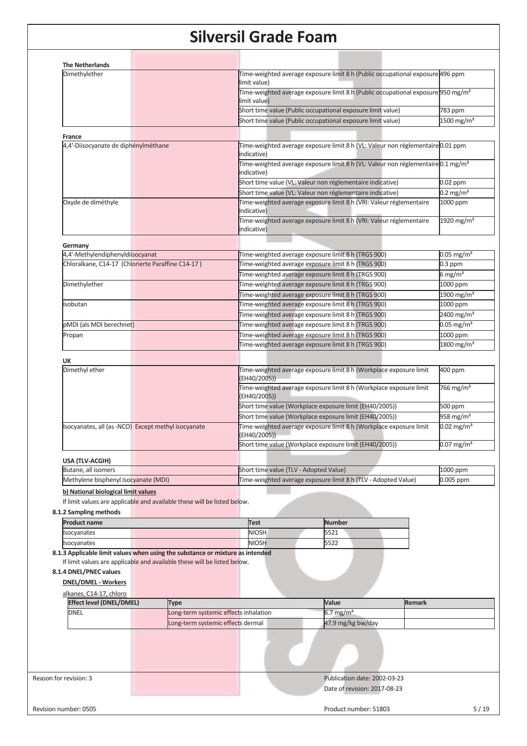**The Netherlands**

| | | |
|---|---|---|
| Dimethylether | Time-weighted average exposure limit 8 h (Public occupational exposure limit value) | 496 ppm |
| | Time-weighted average exposure limit 8 h (Public occupational exposure limit value) | 950 mg/m³ |
| | Short time value (Public occupational exposure limit value) | 783 ppm |
| | Short time value (Public occupational exposure limit value) | 1500 mg/m³ |

**France**

| | | |
|---|---|---|
| 4,4'-Diisocyanate de diphénylméthane | Time-weighted average exposure limit 8 h (VL: Valeur non réglementaire indicative) | 0.01 ppm |
| | Time-weighted average exposure limit 8 h (VL: Valeur non réglementaire indicative) | 0.1 mg/m³ |
| | Short time value (VL: Valeur non réglementaire indicative) | 0.02 ppm |
| | Short time value (VL: Valeur non réglementaire indicative) | 0.2 mg/m³ |
| Oxyde de diméthyle | Time-weighted average exposure limit 8 h (VRI: Valeur réglementaire indicative) | 1000 ppm |
| | Time-weighted average exposure limit 8 h (VRI: Valeur réglementaire indicative) | 1920 mg/m³ |

**Germany**

| | | |
|---|---|---|
| 4,4'-Methylendiphenyldiisocyanat | Time-weighted average exposure limit 8 h (TRGS 900) | 0.05 mg/m³ |
| Chloralkane, C14-17 (Chlorierte Paraffine C14-17 ) | Time-weighted average exposure limit 8 h (TRGS 900) | 0.3 ppm |
| | Time-weighted average exposure limit 8 h (TRGS 900) | 6 mg/m³ |
| Dimethylether | Time-weighted average exposure limit 8 h (TRGS 900) | 1000 ppm |
| | Time-weighted average exposure limit 8 h (TRGS 900) | 1900 mg/m³ |
| Isobutan | Time-weighted average exposure limit 8 h (TRGS 900) | 1000 ppm |
| | Time-weighted average exposure limit 8 h (TRGS 900) | 2400 mg/m³ |
| pMDI (als MDI berechnet) | Time-weighted average exposure limit 8 h (TRGS 900) | 0.05 mg/m³ |
| Propan | Time-weighted average exposure limit 8 h (TRGS 900) | 1000 ppm |
| | Time-weighted average exposure limit 8 h (TRGS 900) | 1800 mg/m³ |

**UK**

| | | |
|---|---|---|
| Dimethyl ether | Time-weighted average exposure limit 8 h (Workplace exposure limit (EH40/2005)) | 400 ppm |
| | Time-weighted average exposure limit 8 h (Workplace exposure limit (EH40/2005)) | 766 mg/m³ |
| | Short time value (Workplace exposure limit (EH40/2005)) | 500 ppm |
| | Short time value (Workplace exposure limit (EH40/2005)) | 958 mg/m³ |
| Isocyanates, all (as -NCO) Except methyl isocyanate | Time-weighted average exposure limit 8 h (Workplace exposure limit (EH40/2005)) | 0.02 mg/m³ |
| | Short time value (Workplace exposure limit (EH40/2005)) | 0.07 mg/m³ |

**USA (TLV-ACGIH)**

| | | |
|---|---|---|
| Butane, all isomers | Short time value (TLV - Adopted Value) | 1000 ppm |
| Methylene bisphenyl isocyanate (MDI) | Time-weighted average exposure limit 8 h (TLV - Adopted Value) | 0.005 ppm |

**b) National biological limit values**

If limit values are applicable and available these will be listed below.

**8.1.2 Sampling methods**

| Product name | Test | Number |
|---|---|---|
| Isocyanates | NIOSH | 5521 |
| Isocyanates | NIOSH | 5522 |

**8.1.3 Applicable limit values when using the substance or mixture as intended**

If limit values are applicable and available these will be listed below.

**8.1.4 DNEL/PNEC values**

**DNEL/DMEL - Workers**

alkanes, C14-17, chloro

| Effect level (DNEL/DMEL) | Type | Value | Remark |
|---|---|---|---|
| DNEL | Long-term systemic effects inhalation | 6.7 mg/m³ | |
| | Long-term systemic effects dermal | 47.9 mg/kg bw/day | |

Reason for revision: 3

Publication date: 2002-03-23

Date of revision: 2017-08-23

Revision number: 0505

Product number: 51803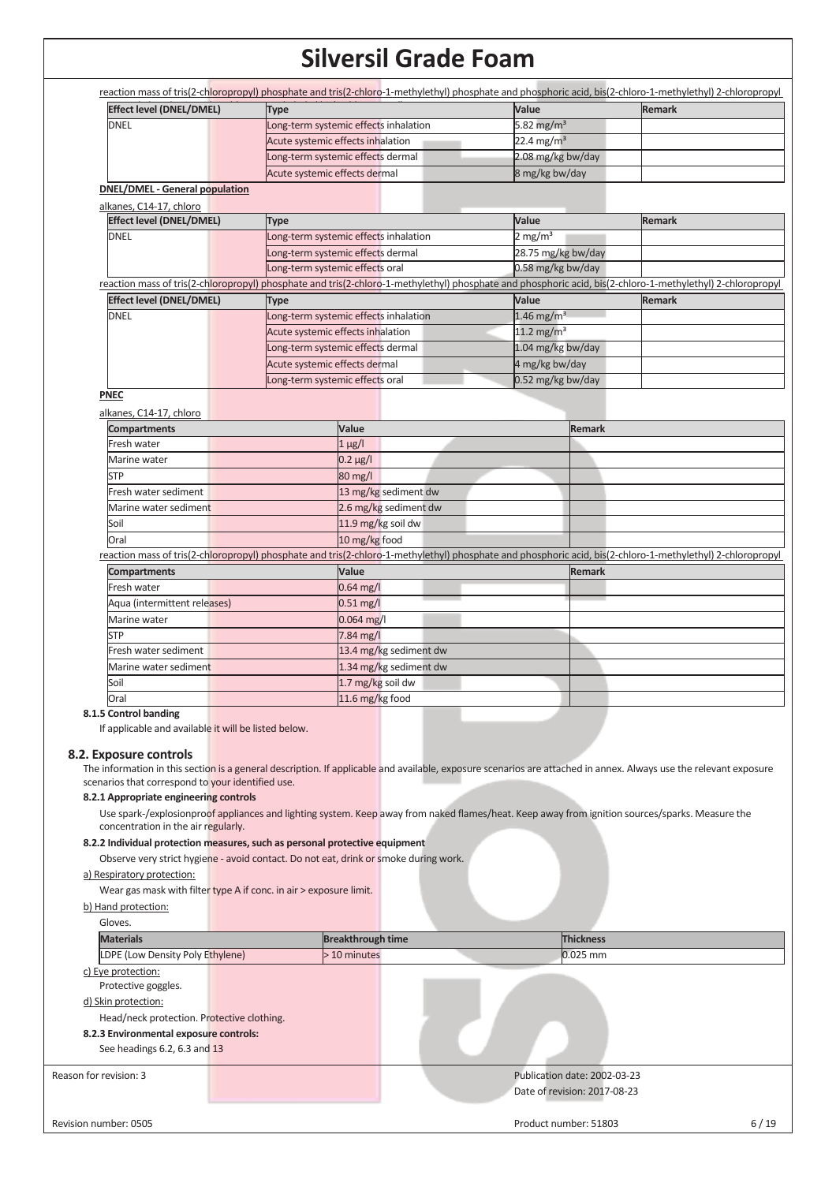reaction mass of tris(2-chloropropyl) phosphate and tris(2-chloro-1-methylethyl) phosphate and phosphoric acid, bis(2-chloro-1-methylethyl) 2-chloropropyl

| Effect level (DNEL/DMEL) | Type | Value | Remark |
| --- | --- | --- | --- |
| DNEL | Long-term systemic effects inhalation | 5.82 mg/m³ | |
| | Acute systemic effects inhalation | 22.4 mg/m³ | |
| | Long-term systemic effects dermal | 2.08 mg/kg bw/day | |
| | Acute systemic effects dermal | 8 mg/kg bw/day | |

**DNEL/DMEL - General population**

alkanes, C14-17, chloro

| Effect level (DNEL/DMEL) | Type | Value | Remark |
| --- | --- | --- | --- |
| DNEL | Long-term systemic effects inhalation | 2 mg/m³ | |
| | Long-term systemic effects dermal | 28.75 mg/kg bw/day | |
| | Long-term systemic effects oral | 0.58 mg/kg bw/day | |

reaction mass of tris(2-chloropropyl) phosphate and tris(2-chloro-1-methylethyl) phosphate and phosphoric acid, bis(2-chloro-1-methylethyl) 2-chloropropyl

| Effect level (DNEL/DMEL) | Type | Value | Remark |
| --- | --- | --- | --- |
| DNEL | Long-term systemic effects inhalation | 1.46 mg/m³ | |
| | Acute systemic effects inhalation | 11.2 mg/m³ | |
| | Long-term systemic effects dermal | 1.04 mg/kg bw/day | |
| | Acute systemic effects dermal | 4 mg/kg bw/day | |
| | Long-term systemic effects oral | 0.52 mg/kg bw/day | |

**PNEC**

alkanes, C14-17, chloro

| Compartments | Value | Remark |
| --- | --- | --- |
| Fresh water | 1 µg/l | |
| Marine water | 0.2 µg/l | |
| STP | 80 mg/l | |
| Fresh water sediment | 13 mg/kg sediment dw | |
| Marine water sediment | 2.6 mg/kg sediment dw | |
| Soil | 11.9 mg/kg soil dw | |
| Oral | 10 mg/kg food | |

reaction mass of tris(2-chloropropyl) phosphate and tris(2-chloro-1-methylethyl) phosphate and phosphoric acid, bis(2-chloro-1-methylethyl) 2-chloropropyl

| Compartments | Value | Remark |
| --- | --- | --- |
| Fresh water | 0.64 mg/l | |
| Aqua (intermittent releases) | 0.51 mg/l | |
| Marine water | 0.064 mg/l | |
| STP | 7.84 mg/l | |
| Fresh water sediment | 13.4 mg/kg sediment dw | |
| Marine water sediment | 1.34 mg/kg sediment dw | |
| Soil | 1.7 mg/kg soil dw | |
| Oral | 11.6 mg/kg food | |

**8.1.5 Control banding**

If applicable and available it will be listed below.

## 8.2. Exposure controls

The information in this section is a general description. If applicable and available, exposure scenarios are attached in annex. Always use the relevant exposure scenarios that correspond to your identified use.

**8.2.1 Appropriate engineering controls**

Use spark-/explosionproof appliances and lighting system. Keep away from naked flames/heat. Keep away from ignition sources/sparks. Measure the concentration in the air regularly.

**8.2.2 Individual protection measures, such as personal protective equipment**

Observe very strict hygiene - avoid contact. Do not eat, drink or smoke during work.

a) Respiratory protection:

Wear gas mask with filter type A if conc. in air > exposure limit.

b) Hand protection:

Gloves.

| Materials | Breakthrough time | Thickness |
| --- | --- | --- |
| LDPE (Low Density Poly Ethylene) | > 10 minutes | 0.025 mm |

c) Eye protection:

Protective goggles.

d) Skin protection:

Head/neck protection. Protective clothing.

**8.2.3 Environmental exposure controls:**

See headings 6.2, 6.3 and 13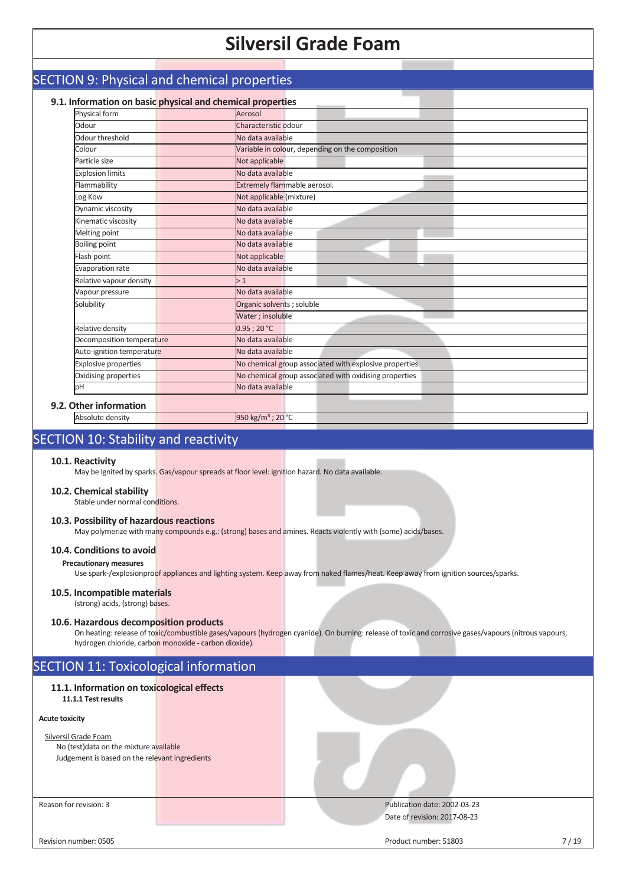## SECTION 9: Physical and chemical properties

### 9.1. Information on basic physical and chemical properties

| Property | Value |
|---|---|
| Physical form | Aerosol |
| Odour | Characteristic odour |
| Odour threshold | No data available |
| Colour | Variable in colour, depending on the composition |
| Particle size | Not applicable |
| Explosion limits | No data available |
| Flammability | Extremely flammable aerosol. |
| Log Kow | Not applicable (mixture) |
| Dynamic viscosity | No data available |
| Kinematic viscosity | No data available |
| Melting point | No data available |
| Boiling point | No data available |
| Flash point | Not applicable |
| Evaporation rate | No data available |
| Relative vapour density | > 1 |
| Vapour pressure | No data available |
| Solubility | Organic solvents ; soluble |
| | Water ; insoluble |
| Relative density | 0.95 ; 20 °C |
| Decomposition temperature | No data available |
| Auto-ignition temperature | No data available |
| Explosive properties | No chemical group associated with explosive properties |
| Oxidising properties | No chemical group associated with oxidising properties |
| pH | No data available |

### 9.2. Other information

| Property | Value |
|---|---|
| Absolute density | 950 kg/m³ ; 20 °C |

## SECTION 10: Stability and reactivity

### 10.1. Reactivity

May be ignited by sparks. Gas/vapour spreads at floor level: ignition hazard. No data available.

### 10.2. Chemical stability

Stable under normal conditions.

### 10.3. Possibility of hazardous reactions

May polymerize with many compounds e.g.: (strong) bases and amines. Reacts violently with (some) acids/bases.

### 10.4. Conditions to avoid

**Precautionary measures**

Use spark-/explosionproof appliances and lighting system. Keep away from naked flames/heat. Keep away from ignition sources/sparks.

### 10.5. Incompatible materials

(strong) acids, (strong) bases.

### 10.6. Hazardous decomposition products

On heating: release of toxic/combustible gases/vapours (hydrogen cyanide). On burning: release of toxic and corrosive gases/vapours (nitrous vapours, hydrogen chloride, carbon monoxide - carbon dioxide).

## SECTION 11: Toxicological information

### 11.1. Information on toxicological effects

**11.1.1 Test results**

**Acute toxicity**

Silversil Grade Foam

No (test)data on the mixture available

Judgement is based on the relevant ingredients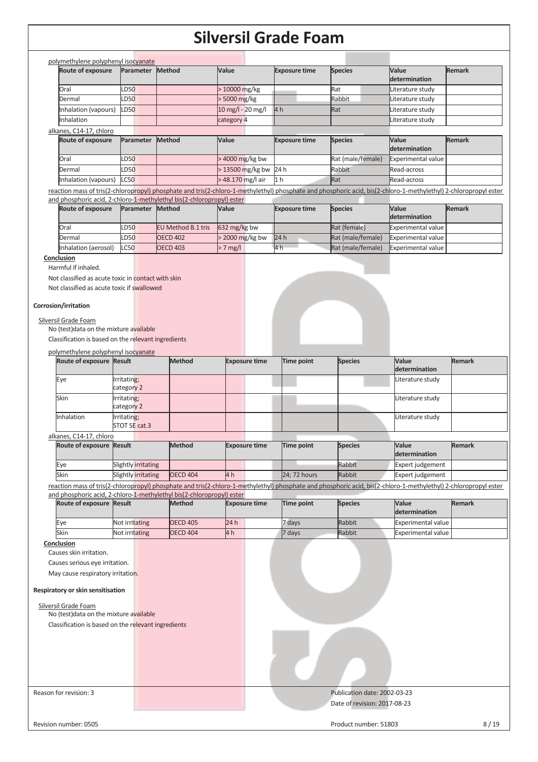polymethylene polyphenyl isocyanate

| Route of exposure | Parameter | Method | Value | Exposure time | Species | Value determination | Remark |
|---|---|---|---|---|---|---|---|
| Oral | LD50 | | > 10000 mg/kg | | Rat | Literature study | |
| Dermal | LD50 | | > 5000 mg/kg | | Rabbit | Literature study | |
| Inhalation (vapours) | LD50 | | 10 mg/l - 20 mg/l | 4 h | Rat | Literature study | |
| Inhalation | | | category 4 | | | Literature study | |

alkanes, C14-17, chloro

| Route of exposure | Parameter | Method | Value | Exposure time | Species | Value determination | Remark |
|---|---|---|---|---|---|---|---|
| Oral | LD50 | | > 4000 mg/kg bw | | Rat (male/female) | Experimental value | |
| Dermal | LD50 | | > 13500 mg/kg bw | 24 h | Rabbit | Read-across | |
| Inhalation (vapours) | LC50 | | > 48.170 mg/l air | 1 h | Rat | Read-across | |

reaction mass of tris(2-chloropropyl) phosphate and tris(2-chloro-1-methylethyl) phosphate and phosphoric acid, bis(2-chloro-1-methylethyl) 2-chloropropyl ester and phosphoric acid, 2-chloro-1-methylethyl bis(2-chloropropyl) ester

| Route of exposure | Parameter | Method | Value | Exposure time | Species | Value determination | Remark |
|---|---|---|---|---|---|---|---|
| Oral | LD50 | EU Method B.1 tris | 632 mg/kg bw | | Rat (female) | Experimental value | |
| Dermal | LD50 | OECD 402 | > 2000 mg/kg bw | 24 h | Rat (male/female) | Experimental value | |
| Inhalation (aerosol) | LC50 | OECD 403 | > 7 mg/l | 4 h | Rat (male/female) | Experimental value | |

**Conclusion**

Harmful if inhaled.

Not classified as acute toxic in contact with skin

Not classified as acute toxic if swallowed

**Corrosion/irritation**

Silversil Grade Foam

No (test)data on the mixture available

Classification is based on the relevant ingredients

polymethylene polyphenyl isocyanate

| Route of exposure | Result | Method | Exposure time | Time point | Species | Value determination | Remark |
|---|---|---|---|---|---|---|---|
| Eye | Irritating; category 2 | | | | | Literature study | |
| Skin | Irritating; category 2 | | | | | Literature study | |
| Inhalation | Irritating; STOT SE cat.3 | | | | | Literature study | |

alkanes, C14-17, chloro

| Route of exposure | Result | Method | Exposure time | Time point | Species | Value determination | Remark |
|---|---|---|---|---|---|---|---|
| Eye | Slightly irritating | | | | Rabbit | Expert judgement | |
| Skin | Slightly irritating | OECD 404 | 4 h | 24; 72 hours | Rabbit | Expert judgement | |

reaction mass of tris(2-chloropropyl) phosphate and tris(2-chloro-1-methylethyl) phosphate and phosphoric acid, bis(2-chloro-1-methylethyl) 2-chloropropyl ester and phosphoric acid, 2-chloro-1-methylethyl bis(2-chloropropyl) ester

| Route of exposure | Result | Method | Exposure time | Time point | Species | Value determination | Remark |
|---|---|---|---|---|---|---|---|
| Eye | Not irritating | OECD 405 | 24 h | 7 days | Rabbit | Experimental value | |
| Skin | Not irritating | OECD 404 | 4 h | 7 days | Rabbit | Experimental value | |

**Conclusion**

Causes skin irritation.

Causes serious eye irritation.

May cause respiratory irritation.

**Respiratory or skin sensitisation**

Silversil Grade Foam

No (test)data on the mixture available

Classification is based on the relevant ingredients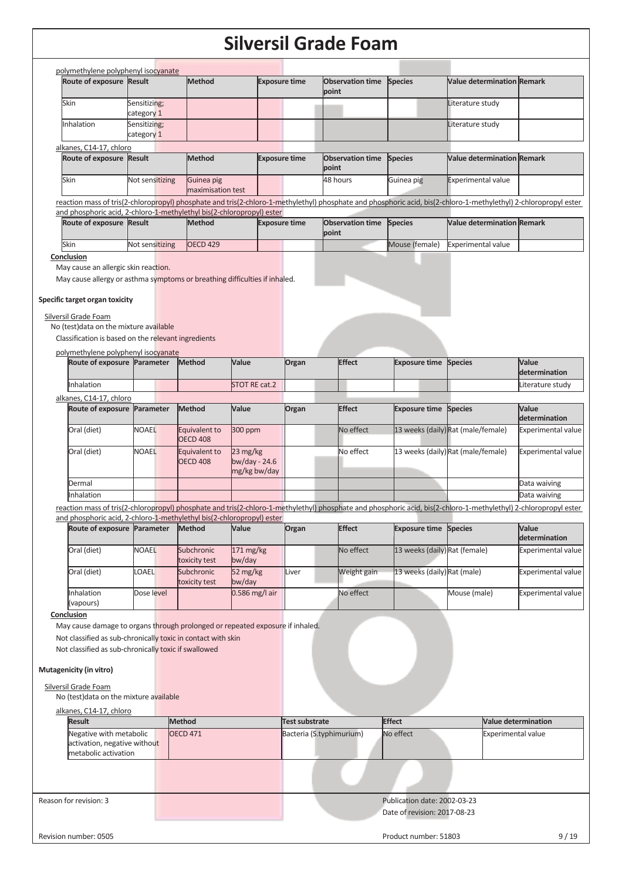polymethylene polyphenyl isocyanate

| Route of exposure | Result | Method | Exposure time | Observation time point | Species | Value determination | Remark |
|---|---|---|---|---|---|---|---|
| Skin | Sensitizing; category 1 | | | | | Literature study | |
| Inhalation | Sensitizing; category 1 | | | | | Literature study | |

alkanes, C14-17, chloro

| Route of exposure | Result | Method | Exposure time | Observation time point | Species | Value determination | Remark |
|---|---|---|---|---|---|---|---|
| Skin | Not sensitizing | Guinea pig maximisation test | | 48 hours | Guinea pig | Experimental value | |

reaction mass of tris(2-chloropropyl) phosphate and tris(2-chloro-1-methylethyl) phosphate and phosphoric acid, bis(2-chloro-1-methylethyl) 2-chloropropyl ester and phosphoric acid, 2-chloro-1-methylethyl bis(2-chloropropyl) ester

| Route of exposure | Result | Method | Exposure time | Observation time point | Species | Value determination | Remark |
|---|---|---|---|---|---|---|---|
| Skin | Not sensitizing | OECD 429 | | | Mouse (female) | Experimental value | |

**Conclusion**

May cause an allergic skin reaction.

May cause allergy or asthma symptoms or breathing difficulties if inhaled.

### Specific target organ toxicity

Silversil Grade Foam

No (test)data on the mixture available

Classification is based on the relevant ingredients

polymethylene polyphenyl isocyanate

| Route of exposure | Parameter | Method | Value | Organ | Effect | Exposure time | Species | Value determination |
|---|---|---|---|---|---|---|---|---|
| Inhalation | | | STOT RE cat.2 | | | | | Literature study |

alkanes, C14-17, chloro

| Route of exposure | Parameter | Method | Value | Organ | Effect | Exposure time | Species | Value determination |
|---|---|---|---|---|---|---|---|---|
| Oral (diet) | NOAEL | Equivalent to OECD 408 | 300 ppm | | No effect | 13 weeks (daily) | Rat (male/female) | Experimental value |
| Oral (diet) | NOAEL | Equivalent to OECD 408 | 23 mg/kg bw/day - 24.6 mg/kg bw/day | | No effect | 13 weeks (daily) | Rat (male/female) | Experimental value |
| Dermal | | | | | | | | Data waiving |
| Inhalation | | | | | | | | Data waiving |

reaction mass of tris(2-chloropropyl) phosphate and tris(2-chloro-1-methylethyl) phosphate and phosphoric acid, bis(2-chloro-1-methylethyl) 2-chloropropyl ester and phosphoric acid, 2-chloro-1-methylethyl bis(2-chloropropyl) ester

| Route of exposure | Parameter | Method | Value | Organ | Effect | Exposure time | Species | Value determination |
|---|---|---|---|---|---|---|---|---|
| Oral (diet) | NOAEL | Subchronic toxicity test | 171 mg/kg bw/day | | No effect | 13 weeks (daily) | Rat (female) | Experimental value |
| Oral (diet) | LOAEL | Subchronic toxicity test | 52 mg/kg bw/day | Liver | Weight gain | 13 weeks (daily) | Rat (male) | Experimental value |
| Inhalation (vapours) | Dose level | | 0.586 mg/l air | | No effect | | Mouse (male) | Experimental value |

**Conclusion**

May cause damage to organs through prolonged or repeated exposure if inhaled.

Not classified as sub-chronically toxic in contact with skin

Not classified as sub-chronically toxic if swallowed

### Mutagenicity (in vitro)

Silversil Grade Foam

No (test)data on the mixture available

alkanes, C14-17, chloro

| Result | Method | Test substrate | Effect | Value determination |
|---|---|---|---|---|
| Negative with metabolic activation, negative without metabolic activation | OECD 471 | Bacteria (S.typhimurium) | No effect | Experimental value |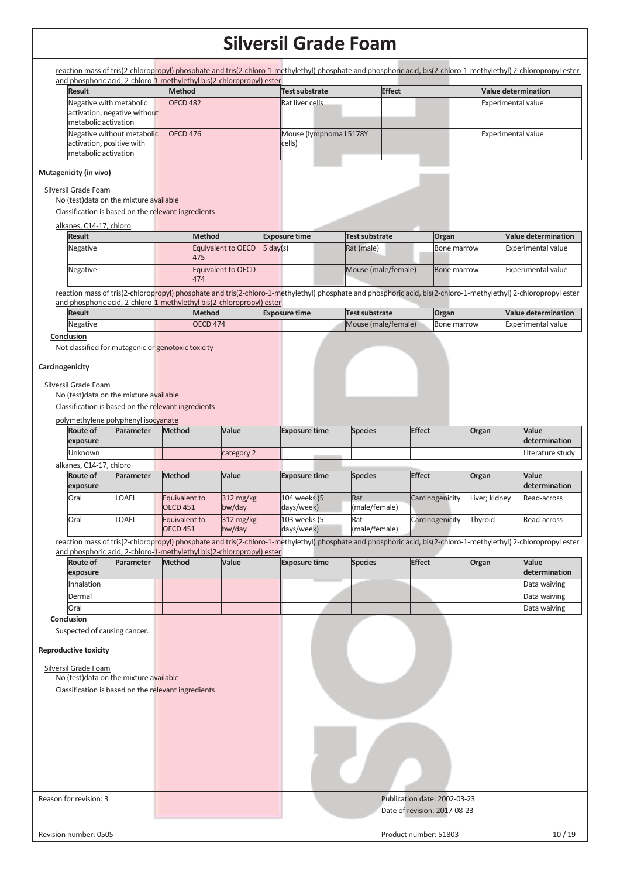reaction mass of tris(2-chloropropyl) phosphate and tris(2-chloro-1-methylethyl) phosphate and phosphoric acid, bis(2-chloro-1-methylethyl) 2-chloropropyl ester and phosphoric acid, 2-chloro-1-methylethyl bis(2-chloropropyl) ester

| Result | Method | Test substrate | Effect | Value determination |
|---|---|---|---|---|
| Negative with metabolic activation, negative without metabolic activation | OECD 482 | Rat liver cells | | Experimental value |
| Negative without metabolic activation, positive with metabolic activation | OECD 476 | Mouse (lymphoma L5178Y cells) | | Experimental value |

**Mutagenicity (in vivo)**

Silversil Grade Foam

No (test)data on the mixture available

Classification is based on the relevant ingredients

alkanes, C14-17, chloro

| Result | Method | Exposure time | Test substrate | Organ | Value determination |
|---|---|---|---|---|---|
| Negative | Equivalent to OECD 475 | 5 day(s) | Rat (male) | Bone marrow | Experimental value |
| Negative | Equivalent to OECD 474 | | Mouse (male/female) | Bone marrow | Experimental value |

reaction mass of tris(2-chloropropyl) phosphate and tris(2-chloro-1-methylethyl) phosphate and phosphoric acid, bis(2-chloro-1-methylethyl) 2-chloropropyl ester and phosphoric acid, 2-chloro-1-methylethyl bis(2-chloropropyl) ester

| Result | Method | Exposure time | Test substrate | Organ | Value determination |
|---|---|---|---|---|---|
| Negative | OECD 474 | | Mouse (male/female) | Bone marrow | Experimental value |

Conclusion

Not classified for mutagenic or genotoxic toxicity

**Carcinogenicity**

Silversil Grade Foam

No (test)data on the mixture available

Classification is based on the relevant ingredients

polymethylene polyphenyl isocyanate

| Route of exposure | Parameter | Method | Value | Exposure time | Species | Effect | Organ | Value determination |
|---|---|---|---|---|---|---|---|---|
| Unknown | | | category 2 | | | | | Literature study |

alkanes, C14-17, chloro

| Route of exposure | Parameter | Method | Value | Exposure time | Species | Effect | Organ | Value determination |
|---|---|---|---|---|---|---|---|---|
| Oral | LOAEL | Equivalent to OECD 451 | 312 mg/kg bw/day | 104 weeks (5 days/week) | Rat (male/female) | Carcinogenicity | Liver; kidney | Read-across |
| Oral | LOAEL | Equivalent to OECD 451 | 312 mg/kg bw/day | 103 weeks (5 days/week) | Rat (male/female) | Carcinogenicity | Thyroid | Read-across |

reaction mass of tris(2-chloropropyl) phosphate and tris(2-chloro-1-methylethyl) phosphate and phosphoric acid, bis(2-chloro-1-methylethyl) 2-chloropropyl ester and phosphoric acid, 2-chloro-1-methylethyl bis(2-chloropropyl) ester

| Route of exposure | Parameter | Method | Value | Exposure time | Species | Effect | Organ | Value determination |
|---|---|---|---|---|---|---|---|---|
| Inhalation | | | | | | | | Data waiving |
| Dermal | | | | | | | | Data waiving |
| Oral | | | | | | | | Data waiving |

Conclusion

Suspected of causing cancer.

**Reproductive toxicity**

Silversil Grade Foam

No (test)data on the mixture available

Classification is based on the relevant ingredients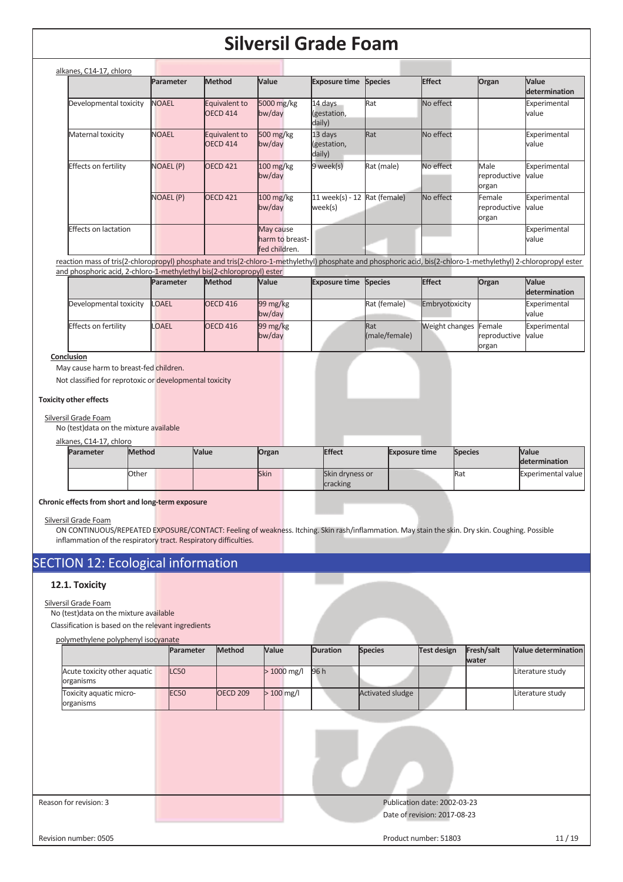alkanes, C14-17, chloro

| | Parameter | Method | Value | Exposure time | Species | Effect | Organ | Value determination |
|---|---|---|---|---|---|---|---|---|
| Developmental toxicity | NOAEL | Equivalent to OECD 414 | 5000 mg/kg bw/day | 14 days (gestation, daily) | Rat | No effect | | Experimental value |
| Maternal toxicity | NOAEL | Equivalent to OECD 414 | 500 mg/kg bw/day | 13 days (gestation, daily) | Rat | No effect | | Experimental value |
| Effects on fertility | NOAEL (P) | OECD 421 | 100 mg/kg bw/day | 9 week(s) | Rat (male) | No effect | Male reproductive organ | Experimental value |
| | NOAEL (P) | OECD 421 | 100 mg/kg bw/day | 11 week(s) - 12 week(s) | Rat (female) | No effect | Female reproductive organ | Experimental value |
| Effects on lactation | | | May cause harm to breast-fed children. | | | | | Experimental value |

reaction mass of tris(2-chloropropyl) phosphate and tris(2-chloro-1-methylethyl) phosphate and phosphoric acid, bis(2-chloro-1-methylethyl) 2-chloropropyl ester and phosphoric acid, 2-chloro-1-methylethyl bis(2-chloropropyl) ester

| | Parameter | Method | Value | Exposure time | Species | Effect | Organ | Value determination |
|---|---|---|---|---|---|---|---|---|
| Developmental toxicity | LOAEL | OECD 416 | 99 mg/kg bw/day | | Rat (female) | Embryotoxicity | | Experimental value |
| Effects on fertility | LOAEL | OECD 416 | 99 mg/kg bw/day | | Rat (male/female) | Weight changes | Female reproductive organ | Experimental value |

**Conclusion**

May cause harm to breast-fed children.

Not classified for reprotoxic or developmental toxicity

**Toxicity other effects**

Silversil Grade Foam

No (test)data on the mixture available

alkanes, C14-17, chloro

| Parameter | Method | Value | Organ | Effect | Exposure time | Species | Value determination |
|---|---|---|---|---|---|---|---|
| | Other | | Skin | Skin dryness or cracking | | Rat | Experimental value |

**Chronic effects from short and long-term exposure**

Silversil Grade Foam

ON CONTINUOUS/REPEATED EXPOSURE/CONTACT: Feeling of weakness. Itching. Skin rash/inflammation. May stain the skin. Dry skin. Coughing. Possible inflammation of the respiratory tract. Respiratory difficulties.

## SECTION 12: Ecological information

### 12.1. Toxicity

Silversil Grade Foam

No (test)data on the mixture available

Classification is based on the relevant ingredients

polymethylene polyphenyl isocyanate

| | Parameter | Method | Value | Duration | Species | Test design | Fresh/salt water | Value determination |
|---|---|---|---|---|---|---|---|---|
| Acute toxicity other aquatic organisms | LC50 | | > 1000 mg/l | 96 h | | | | Literature study |
| Toxicity aquatic micro-organisms | EC50 | OECD 209 | > 100 mg/l | | Activated sludge | | | Literature study |

Reason for revision: 3

Publication date: 2002-03-23

Date of revision: 2017-08-23

Revision number: 0505

Product number: 51803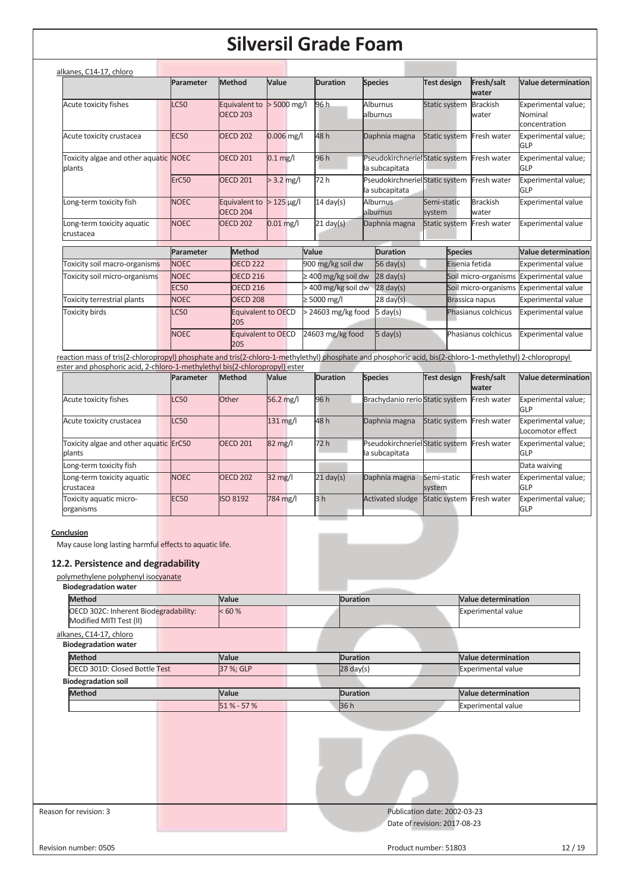alkanes, C14-17, chloro

| | Parameter | Method | Value | Duration | Species | Test design | Fresh/salt water | Value determination |
|---|---|---|---|---|---|---|---|---|
| Acute toxicity fishes | LC50 | Equivalent to OECD 203 | > 5000 mg/l | 96 h | Alburnus alburnus | Static system | Brackish water | Experimental value; Nominal concentration |
| Acute toxicity crustacea | EC50 | OECD 202 | 0.006 mg/l | 48 h | Daphnia magna | Static system | Fresh water | Experimental value; GLP |
| Toxicity algae and other aquatic plants | NOEC | OECD 201 | 0.1 mg/l | 96 h | Pseudokirchneriella subcapitata | Static system | Fresh water | Experimental value; GLP |
| | ErC50 | OECD 201 | > 3.2 mg/l | 72 h | Pseudokirchneriella subcapitata | Static system | Fresh water | Experimental value; GLP |
| Long-term toxicity fish | NOEC | Equivalent to OECD 204 | > 125 µg/l | 14 day(s) | Alburnus alburnus | Semi-static system | Brackish water | Experimental value |
| Long-term toxicity aquatic crustacea | NOEC | OECD 202 | 0.01 mg/l | 21 day(s) | Daphnia magna | Static system | Fresh water | Experimental value |

| | Parameter | Method | Value | Duration | Species | Value determination |
|---|---|---|---|---|---|---|
| Toxicity soil macro-organisms | NOEC | OECD 222 | 900 mg/kg soil dw | 56 day(s) | Eisenia fetida | Experimental value |
| Toxicity soil micro-organisms | NOEC | OECD 216 | ≥ 400 mg/kg soil dw | 28 day(s) | Soil micro-organisms | Experimental value |
| | EC50 | OECD 216 | > 400 mg/kg soil dw | 28 day(s) | Soil micro-organisms | Experimental value |
| Toxicity terrestrial plants | NOEC | OECD 208 | ≥ 5000 mg/l | 28 day(s) | Brassica napus | Experimental value |
| Toxicity birds | LC50 | Equivalent to OECD 205 | > 24603 mg/kg food | 5 day(s) | Phasianus colchicus | Experimental value |
| | NOEC | Equivalent to OECD 205 | 24603 mg/kg food | 5 day(s) | Phasianus colchicus | Experimental value |

reaction mass of tris(2-chloropropyl) phosphate and tris(2-chloro-1-methylethyl) phosphate and phosphoric acid, bis(2-chloro-1-methylethyl) 2-chloropropyl ester and phosphoric acid, 2-chloro-1-methylethyl bis(2-chloropropyl) ester

| | Parameter | Method | Value | Duration | Species | Test design | Fresh/salt water | Value determination |
|---|---|---|---|---|---|---|---|---|
| Acute toxicity fishes | LC50 | Other | 56.2 mg/l | 96 h | Brachydanio rerio | Static system | Fresh water | Experimental value; GLP |
| Acute toxicity crustacea | LC50 | | 131 mg/l | 48 h | Daphnia magna | Static system | Fresh water | Experimental value; Locomotor effect |
| Toxicity algae and other aquatic plants | ErC50 | OECD 201 | 82 mg/l | 72 h | Pseudokirchneriella subcapitata | Static system | Fresh water | Experimental value; GLP |
| Long-term toxicity fish | | | | | | | | Data waiving |
| Long-term toxicity aquatic crustacea | NOEC | OECD 202 | 32 mg/l | 21 day(s) | Daphnia magna | Semi-static system | Fresh water | Experimental value; GLP |
| Toxicity aquatic micro-organisms | EC50 | ISO 8192 | 784 mg/l | 3 h | Activated sludge | Static system | Fresh water | Experimental value; GLP |

**Conclusion**

May cause long lasting harmful effects to aquatic life.

## 12.2. Persistence and degradability

polymethylene polyphenyl isocyanate

**Biodegradation water**

| Method | Value | Duration | Value determination |
|---|---|---|---|
| OECD 302C: Inherent Biodegradability: Modified MITI Test (II) | < 60 % | | Experimental value |

alkanes, C14-17, chloro

**Biodegradation water**

| Method | Value | Duration | Value determination |
|---|---|---|---|
| OECD 301D: Closed Bottle Test | 37 %; GLP | 28 day(s) | Experimental value |

**Biodegradation soil**

| Method | Value | Duration | Value determination |
|---|---|---|---|
| | 51 % - 57 % | 36 h | Experimental value |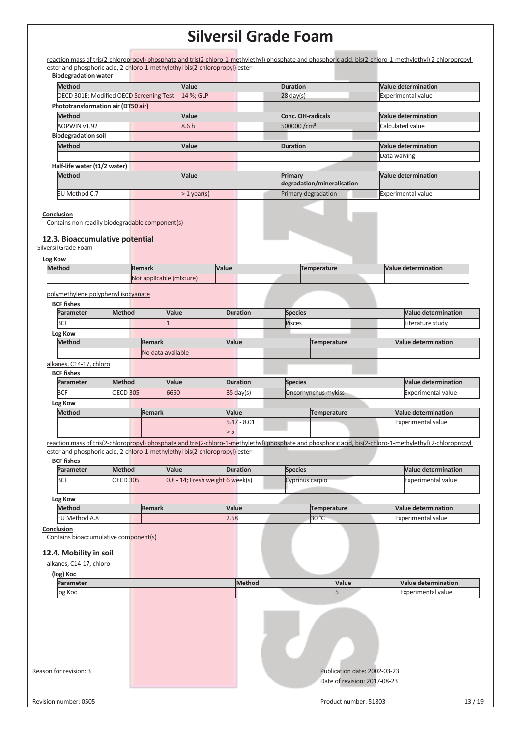reaction mass of tris(2-chloropropyl) phosphate and tris(2-chloro-1-methylethyl) phosphate and phosphoric acid, bis(2-chloro-1-methylethyl) 2-chloropropyl ester and phosphoric acid, 2-chloro-1-methylethyl bis(2-chloropropyl) ester

**Biodegradation water**

| Method | Value | Duration | Value determination |
|---|---|---|---|
| OECD 301E: Modified OECD Screening Test | 14 %; GLP | 28 day(s) | Experimental value |

**Phototransformation air (DT50 air)**

| Method | Value | Conc. OH-radicals | Value determination |
|---|---|---|---|
| AOPWIN v1.92 | 8.6 h | 500000 /cm³ | Calculated value |

**Biodegradation soil**

| Method | Value | Duration | Value determination |
|---|---|---|---|
| | | | Data waiving |

**Half-life water (t1/2 water)**

| Method | Value | Primary degradation/mineralisation | Value determination |
|---|---|---|---|
| EU Method C.7 | > 1 year(s) | Primary degradation | Experimental value |

**Conclusion**

Contains non readily biodegradable component(s)

### 12.3. Bioaccumulative potential

Silversil Grade Foam

**Log Kow**

| Method | Remark | Value | Temperature | Value determination |
|---|---|---|---|---|
| | Not applicable (mixture) | | | |

polymethylene polyphenyl isocyanate

**BCF fishes**

| Parameter | Method | Value | Duration | Species | Value determination |
|---|---|---|---|---|---|
| BCF | | 1 | | Pisces | Literature study |

**Log Kow**

| Method | Remark | Value | Temperature | Value determination |
|---|---|---|---|---|
| | No data available | | | |

alkanes, C14-17, chloro

**BCF fishes**

| Parameter | Method | Value | Duration | Species | Value determination |
|---|---|---|---|---|---|
| BCF | OECD 305 | 6660 | 35 day(s) | Oncorhynchus mykiss | Experimental value |

**Log Kow**

| Method | Remark | Value | Temperature | Value determination |
|---|---|---|---|---|
| | | 5.47 - 8.01 | | Experimental value |
| | | > 5 | | |

reaction mass of tris(2-chloropropyl) phosphate and tris(2-chloro-1-methylethyl) phosphate and phosphoric acid, bis(2-chloro-1-methylethyl) 2-chloropropyl ester and phosphoric acid, 2-chloro-1-methylethyl bis(2-chloropropyl) ester

**BCF fishes**

| Parameter | Method | Value | Duration | Species | Value determination |
|---|---|---|---|---|---|
| BCF | OECD 305 | 0.8 - 14; Fresh weight | 6 week(s) | Cyprinus carpio | Experimental value |

**Log Kow**

| Method | Remark | Value | Temperature | Value determination |
|---|---|---|---|---|
| EU Method A.8 | | 2.68 | 30 °C | Experimental value |

**Conclusion**

Contains bioaccumulative component(s)

### 12.4. Mobility in soil

alkanes, C14-17, chloro

**(log) Koc**

| Parameter | Method | Value | Value determination |
|---|---|---|---|
| log Koc | | 5 | Experimental value |

Reason for revision: 3

Publication date: 2002-03-23

Date of revision: 2017-08-23

Revision number: 0505

Product number: 51803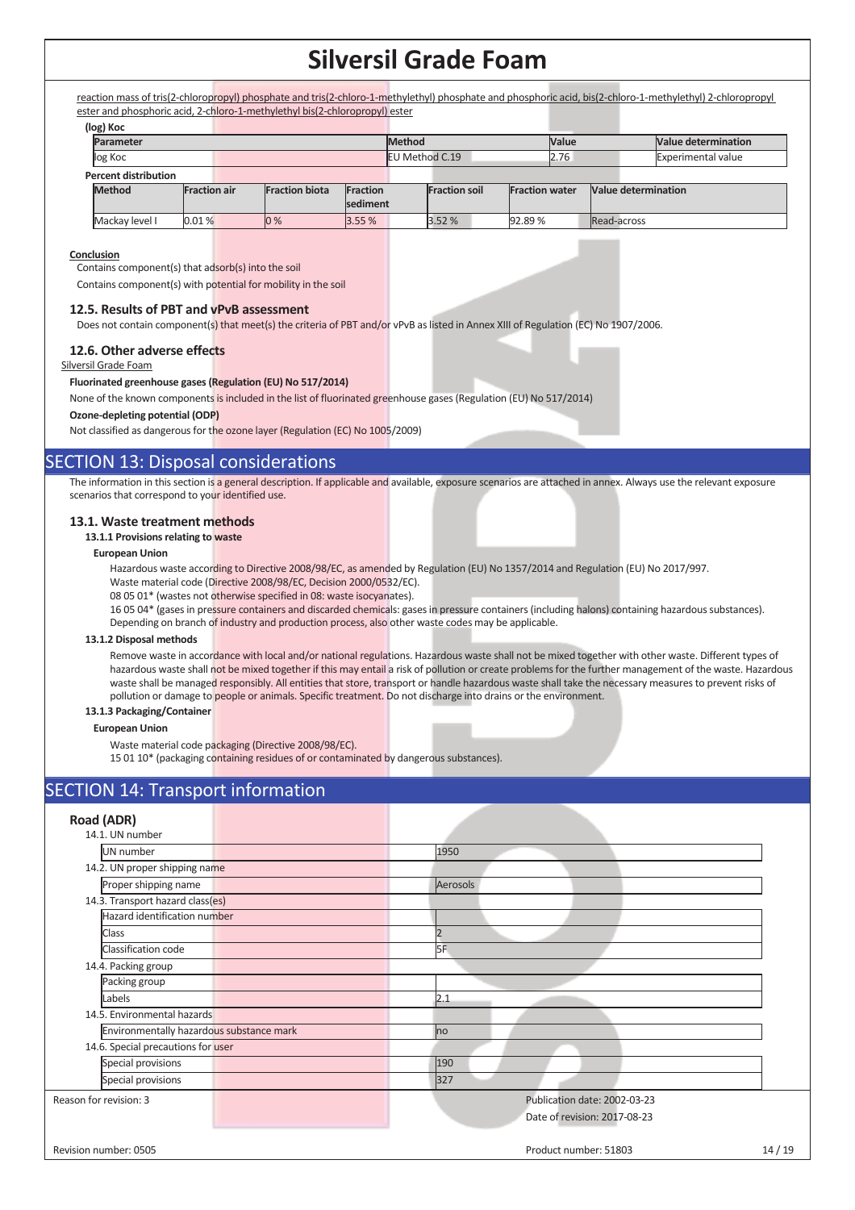reaction mass of tris(2-chloropropyl) phosphate and tris(2-chloro-1-methylethyl) phosphate and phosphoric acid, bis(2-chloro-1-methylethyl) 2-chloropropyl ester and phosphoric acid, 2-chloro-1-methylethyl bis(2-chloropropyl) ester

**(log) Koc**

| Parameter | Method | Value | Value determination |
|---|---|---|---|
| log Koc | EU Method C.19 | 2.76 | Experimental value |

**Percent distribution**

| Method | Fraction air | Fraction biota | Fraction sediment | Fraction soil | Fraction water | Value determination |
|---|---|---|---|---|---|---|
| Mackay level I | 0.01 % | 0 % | 3.55 % | 3.52 % | 92.89 % | Read-across |

**Conclusion**

Contains component(s) that adsorb(s) into the soil

Contains component(s) with potential for mobility in the soil

### 12.5. Results of PBT and vPvB assessment

Does not contain component(s) that meet(s) the criteria of PBT and/or vPvB as listed in Annex XIII of Regulation (EC) No 1907/2006.

### 12.6. Other adverse effects

Silversil Grade Foam

**Fluorinated greenhouse gases (Regulation (EU) No 517/2014)**

None of the known components is included in the list of fluorinated greenhouse gases (Regulation (EU) No 517/2014)

**Ozone-depleting potential (ODP)**

Not classified as dangerous for the ozone layer (Regulation (EC) No 1005/2009)

## SECTION 13: Disposal considerations

The information in this section is a general description. If applicable and available, exposure scenarios are attached in annex. Always use the relevant exposure scenarios that correspond to your identified use.

### 13.1. Waste treatment methods

**13.1.1 Provisions relating to waste**

**European Union**

Hazardous waste according to Directive 2008/98/EC, as amended by Regulation (EU) No 1357/2014 and Regulation (EU) No 2017/997.
Waste material code (Directive 2008/98/EC, Decision 2000/0532/EC).
08 05 01* (wastes not otherwise specified in 08: waste isocyanates).
16 05 04* (gases in pressure containers and discarded chemicals: gases in pressure containers (including halons) containing hazardous substances).
Depending on branch of industry and production process, also other waste codes may be applicable.

**13.1.2 Disposal methods**

Remove waste in accordance with local and/or national regulations. Hazardous waste shall not be mixed together with other waste. Different types of hazardous waste shall not be mixed together if this may entail a risk of pollution or create problems for the further management of the waste. Hazardous waste shall be managed responsibly. All entities that store, transport or handle hazardous waste shall take the necessary measures to prevent risks of pollution or damage to people or animals. Specific treatment. Do not discharge into drains or the environment.

**13.1.3 Packaging/Container**

**European Union**

Waste material code packaging (Directive 2008/98/EC).
15 01 10* (packaging containing residues of or contaminated by dangerous substances).

## SECTION 14: Transport information

### Road (ADR)

| | |
|---|---|
| **14.1. UN number** | |
| UN number | 1950 |
| **14.2. UN proper shipping name** | |
| Proper shipping name | Aerosols |
| **14.3. Transport hazard class(es)** | |
| Hazard identification number | |
| Class | 2 |
| Classification code | 5F |
| **14.4. Packing group** | |
| Packing group | |
| Labels | 2.1 |
| **14.5. Environmental hazards** | |
| Environmentally hazardous substance mark | no |
| **14.6. Special precautions for user** | |
| Special provisions | 190 |
| Special provisions | 327 |

Reason for revision: 3

Publication date: 2002-03-23

Date of revision: 2017-08-23

Revision number: 0505

Product number: 51803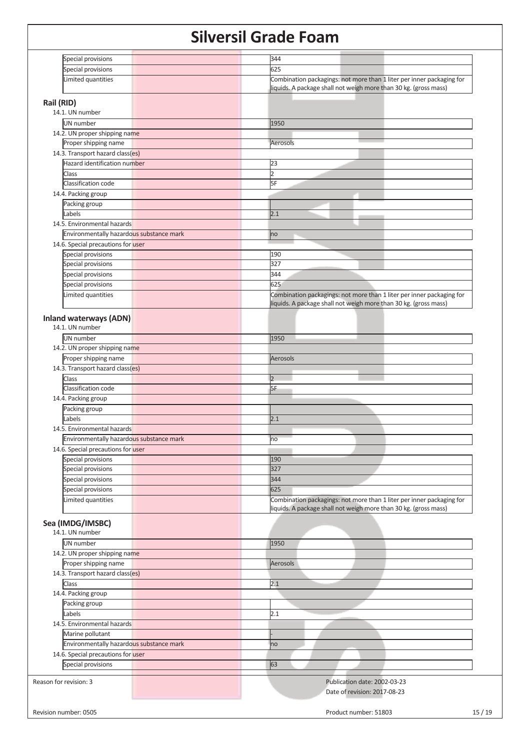| | |
|---|---|
| Special provisions | 344 |
| Special provisions | 625 |
| Limited quantities | Combination packagings: not more than 1 liter per inner packaging for liquids. A package shall not weigh more than 30 kg. (gross mass) |

**Rail (RID)**

14.1. UN number

| | |
|---|---|
| UN number | 1950 |

14.2. UN proper shipping name

| | |
|---|---|
| Proper shipping name | Aerosols |

14.3. Transport hazard class(es)

| | |
|---|---|
| Hazard identification number | 23 |
| Class | 2 |
| Classification code | 5F |

14.4. Packing group

| | |
|---|---|
| Packing group | |
| Labels | 2.1 |

14.5. Environmental hazards

| | |
|---|---|
| Environmentally hazardous substance mark | no |

14.6. Special precautions for user

| | |
|---|---|
| Special provisions | 190 |
| Special provisions | 327 |
| Special provisions | 344 |
| Special provisions | 625 |
| Limited quantities | Combination packagings: not more than 1 liter per inner packaging for liquids. A package shall not weigh more than 30 kg. (gross mass) |

**Inland waterways (ADN)**

14.1. UN number

| | |
|---|---|
| UN number | 1950 |

14.2. UN proper shipping name

| | |
|---|---|
| Proper shipping name | Aerosols |

14.3. Transport hazard class(es)

| | |
|---|---|
| Class | 2 |
| Classification code | 5F |

14.4. Packing group

| | |
|---|---|
| Packing group | |
| Labels | 2.1 |

14.5. Environmental hazards

| | |
|---|---|
| Environmentally hazardous substance mark | no |

14.6. Special precautions for user

| | |
|---|---|
| Special provisions | 190 |
| Special provisions | 327 |
| Special provisions | 344 |
| Special provisions | 625 |
| Limited quantities | Combination packagings: not more than 1 liter per inner packaging for liquids. A package shall not weigh more than 30 kg. (gross mass) |

**Sea (IMDG/IMSBC)**

14.1. UN number

| | |
|---|---|
| UN number | 1950 |

14.2. UN proper shipping name

| | |
|---|---|
| Proper shipping name | Aerosols |

14.3. Transport hazard class(es)

| | |
|---|---|
| Class | 2.1 |

14.4. Packing group

| | |
|---|---|
| Packing group | |
| Labels | 2.1 |

14.5. Environmental hazards

| | |
|---|---|
| Marine pollutant | - |
| Environmentally hazardous substance mark | no |

14.6. Special precautions for user

| | |
|---|---|
| Special provisions | 63 |

Reason for revision: 3

Publication date: 2002-03-23

Date of revision: 2017-08-23

Revision number: 0505

Product number: 51803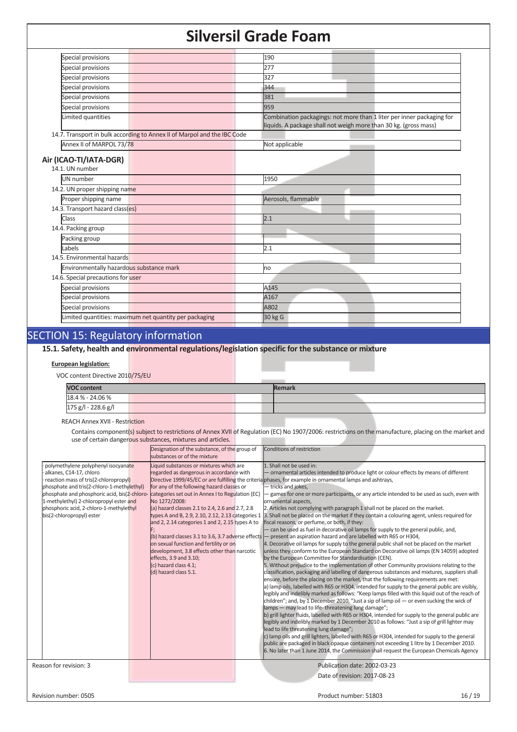| | |
|---|---|
| Special provisions | 190 |
| Special provisions | 277 |
| Special provisions | 327 |
| Special provisions | 344 |
| Special provisions | 381 |
| Special provisions | 959 |
| Limited quantities | Combination packagings: not more than 1 liter per inner packaging for liquids. A package shall not weigh more than 30 kg. (gross mass) |

14.7. Transport in bulk according to Annex II of Marpol and the IBC Code

| | |
|---|---|
| Annex II of MARPOL 73/78 | Not applicable |

### Air (ICAO-TI/IATA-DGR)

14.1. UN number

| | |
|---|---|
| UN number | 1950 |

14.2. UN proper shipping name

| | |
|---|---|
| Proper shipping name | Aerosols, flammable |

14.3. Transport hazard class(es)

| | |
|---|---|
| Class | 2.1 |

14.4. Packing group

| | |
|---|---|
| Packing group | |
| Labels | 2.1 |

14.5. Environmental hazards

| | |
|---|---|
| Environmentally hazardous substance mark | no |

14.6. Special precautions for user

| | |
|---|---|
| Special provisions | A145 |
| Special provisions | A167 |
| Special provisions | A802 |
| Limited quantities: maximum net quantity per packaging | 30 kg G |

## SECTION 15: Regulatory information

### 15.1. Safety, health and environmental regulations/legislation specific for the substance or mixture

**European legislation:**

VOC content Directive 2010/75/EU

| VOC content | Remark |
|---|---|
| 18.4 % - 24.06 % | |
| 175 g/l - 228.6 g/l | |

REACH Annex XVII - Restriction

Contains component(s) subject to restrictions of Annex XVII of Regulation (EC) No 1907/2006: restrictions on the manufacture, placing on the market and use of certain dangerous substances, mixtures and articles.

| | Designation of the substance, of the group of substances or of the mixture | Conditions of restriction |
|---|---|---|
| · polymethylene polyphenyl isocyanate<br>· alkanes, C14-17, chloro<br>· reaction mass of tris(2-chloropropyl) phosphate and tris(2-chloro-1-methylethyl) phosphate and phosphoric acid, bis(2-chloro-1-methylethyl) 2-chloropropyl ester and phosphoric acid, 2-chloro-1-methylethyl bis(2-chloropropyl) ester | Liquid substances or mixtures which are regarded as dangerous in accordance with Directive 1999/45/EC or are fulfilling the criteria for any of the following hazard classes or categories set out in Annex I to Regulation (EC) No 1272/2008:<br>(a) hazard classes 2.1 to 2.4, 2.6 and 2.7, 2.8 types A and B, 2.9, 2.10, 2.12, 2.13 categories 1 and 2, 2.14 categories 1 and 2, 2.15 types A to F;<br>(b) hazard classes 3.1 to 3.6, 3.7 adverse effects on sexual function and fertility or on development, 3.8 effects other than narcotic effects, 3.9 and 3.10;<br>(c) hazard class 4.1;<br>(d) hazard class 5.1. | 1. Shall not be used in:<br>— ornamental articles intended to produce light or colour effects by means of different phases, for example in ornamental lamps and ashtrays,<br>— tricks and jokes,<br>— games for one or more participants, or any article intended to be used as such, even with ornamental aspects,<br>2. Articles not complying with paragraph 1 shall not be placed on the market.<br>3. Shall not be placed on the market if they contain a colouring agent, unless required for fiscal reasons, or perfume, or both, if they:<br>— can be used as fuel in decorative oil lamps for supply to the general public, and,<br>— present an aspiration hazard and are labelled with R65 or H304,<br>4. Decorative oil lamps for supply to the general public shall not be placed on the market unless they conform to the European Standard on Decorative oil lamps (EN 14059) adopted by the European Committee for Standardisation (CEN).<br>5. Without prejudice to the implementation of other Community provisions relating to the classification, packaging and labelling of dangerous substances and mixtures, suppliers shall ensure, before the placing on the market, that the following requirements are met:<br>a) lamp oils, labelled with R65 or H304, intended for supply to the general public are visibly, legibly and indelibly marked as follows: "Keep lamps filled with this liquid out of the reach of children"; and, by 1 December 2010, "Just a sip of lamp oil — or even sucking the wick of lamps — may lead to life- threatening lung damage";<br>b) grill lighter fluids, labelled with R65 or H304, intended for supply to the general public are legibly and indelibly marked by 1 December 2010 as follows: "Just a sip of grill lighter may lead to life threatening lung damage";<br>c) lamp oils and grill lighters, labelled with R65 or H304, intended for supply to the general public are packaged in black opaque containers not exceeding 1 litre by 1 December 2010.<br>6. No later than 1 June 2014, the Commission shall request the European Chemicals Agency |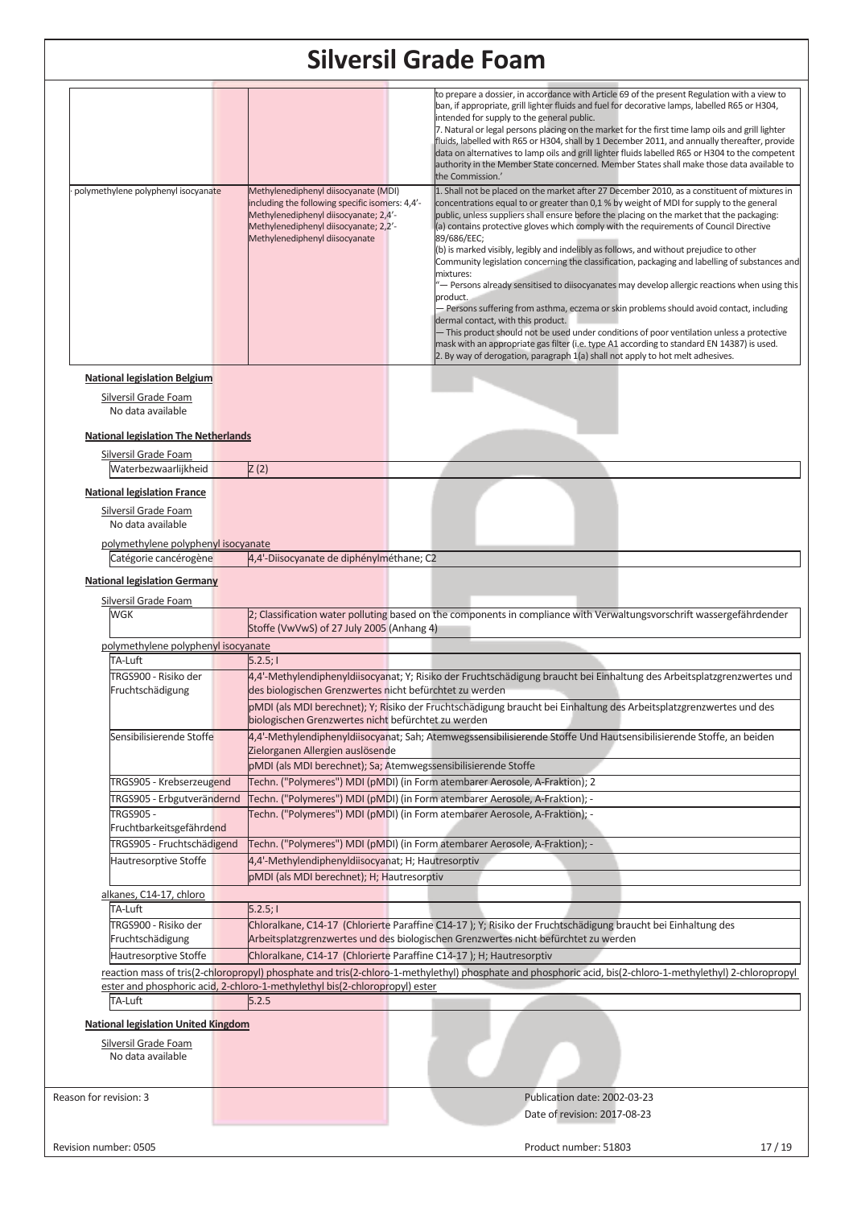| | | |
|---|---|---|
| | | to prepare a dossier, in accordance with Article 69 of the present Regulation with a view to ban, if appropriate, grill lighter fluids and fuel for decorative lamps, labelled R65 or H304, intended for supply to the general public.<br>7. Natural or legal persons placing on the market for the first time lamp oils and grill lighter fluids, labelled with R65 or H304, shall by 1 December 2011, and annually thereafter, provide data on alternatives to lamp oils and grill lighter fluids labelled R65 or H304 to the competent authority in the Member State concerned. Member States shall make those data available to the Commission.' |
| · polymethylene polyphenyl isocyanate | Methylenediphenyl diisocyanate (MDI) including the following specific isomers: 4,4'-Methylenediphenyl diisocyanate; 2,4'-Methylenediphenyl diisocyanate; 2,2'-Methylenediphenyl diisocyanate | 1. Shall not be placed on the market after 27 December 2010, as a constituent of mixtures in concentrations equal to or greater than 0,1 % by weight of MDI for supply to the general public, unless suppliers shall ensure before the placing on the market that the packaging:<br>(a) contains protective gloves which comply with the requirements of Council Directive 89/686/EEC;<br>(b) is marked visibly, legibly and indelibly as follows, and without prejudice to other Community legislation concerning the classification, packaging and labelling of substances and mixtures:<br>"— Persons already sensitised to diisocyanates may develop allergic reactions when using this product.<br>— Persons suffering from asthma, eczema or skin problems should avoid contact, including dermal contact, with this product.<br>— This product should not be used under conditions of poor ventilation unless a protective mask with an appropriate gas filter (i.e. type A1 according to standard EN 14387) is used.<br>2. By way of derogation, paragraph 1(a) shall not apply to hot melt adhesives. |

**National legislation Belgium**

Silversil Grade Foam

No data available

**National legislation The Netherlands**

Silversil Grade Foam

| | |
|---|---|
| Waterbezwaarlijkheid | Z (2) |

**National legislation France**

Silversil Grade Foam

No data available

polymethylene polyphenyl isocyanate

| | |
|---|---|
| Catégorie cancérogène | 4,4'-Diisocyanate de diphénylméthane; C2 |

**National legislation Germany**

Silversil Grade Foam

| | |
|---|---|
| WGK | 2; Classification water polluting based on the components in compliance with Verwaltungsvorschrift wassergefährdender Stoffe (VwVwS) of 27 July 2005 (Anhang 4) |

polymethylene polyphenyl isocyanate

| | |
|---|---|
| TA-Luft | 5.2.5; I |
| TRGS900 - Risiko der Fruchtschädigung | 4,4'-Methylendiphenyldiisocyanat; Y; Risiko der Fruchtschädigung braucht bei Einhaltung des Arbeitsplatzgrenzwertes und des biologischen Grenzwertes nicht befürchtet zu werden |
| | pMDI (als MDI berechnet); Y; Risiko der Fruchtschädigung braucht bei Einhaltung des Arbeitsplatzgrenzwertes und des biologischen Grenzwertes nicht befürchtet zu werden |
| Sensibilisierende Stoffe | 4,4'-Methylendiphenyldiisocyanat; Sah; Atemwegssensibilisierende Stoffe Und Hautsensibilisierende Stoffe, an beiden Zielorganen Allergien auslösende |
| | pMDI (als MDI berechnet); Sa; Atemwegssensibilisierende Stoffe |
| TRGS905 - Krebserzeugend | Techn. ("Polymeres") MDI (pMDI) (in Form atembarer Aerosole, A-Fraktion); 2 |
| TRGS905 - Erbgutverändernd | Techn. ("Polymeres") MDI (pMDI) (in Form atembarer Aerosole, A-Fraktion); - |
| TRGS905 - Fruchtbarkeitsgefährdend | Techn. ("Polymeres") MDI (pMDI) (in Form atembarer Aerosole, A-Fraktion); - |
| TRGS905 - Fruchtschädigend | Techn. ("Polymeres") MDI (pMDI) (in Form atembarer Aerosole, A-Fraktion); - |
| Hautresorptive Stoffe | 4,4'-Methylendiphenyldiisocyanat; H; Hautresorptiv |
| | pMDI (als MDI berechnet); H; Hautresorptiv |

alkanes, C14-17, chloro

| | |
|---|---|
| TA-Luft | 5.2.5; I |
| TRGS900 - Risiko der Fruchtschädigung | Chloralkane, C14-17 (Chlorierte Paraffine C14-17 ); Y; Risiko der Fruchtschädigung braucht bei Einhaltung des Arbeitsplatzgrenzwertes und des biologischen Grenzwertes nicht befürchtet zu werden |
| Hautresorptive Stoffe | Chloralkane, C14-17 (Chlorierte Paraffine C14-17 ); H; Hautresorptiv |

reaction mass of tris(2-chloropropyl) phosphate and tris(2-chloro-1-methylethyl) phosphate and phosphoric acid, bis(2-chloro-1-methylethyl) 2-chloropropyl ester and phosphoric acid, 2-chloro-1-methylethyl bis(2-chloropropyl) ester

| | |
|---|---|
| TA-Luft | 5.2.5 |

**National legislation United Kingdom**

Silversil Grade Foam

No data available

Reason for revision: 3

Publication date: 2002-03-23

Date of revision: 2017-08-23

Revision number: 0505

Product number: 51803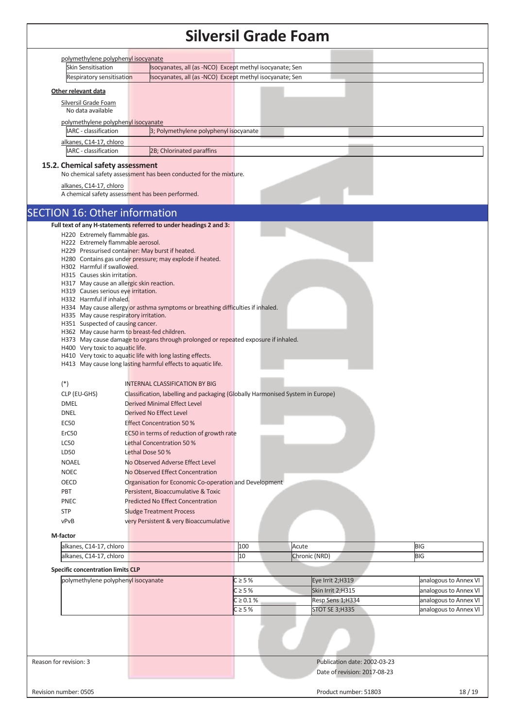polymethylene polyphenyl isocyanate

| | |
|---|---|
| Skin Sensitisation | Isocyanates, all (as -NCO) Except methyl isocyanate; Sen |
| Respiratory sensitisation | Isocyanates, all (as -NCO) Except methyl isocyanate; Sen |

**Other relevant data**

Silversil Grade Foam

No data available

polymethylene polyphenyl isocyanate

| | |
|---|---|
| IARC - classification | 3; Polymethylene polyphenyl isocyanate |

alkanes, C14-17, chloro

| | |
|---|---|
| IARC - classification | 2B; Chlorinated paraffins |

### 15.2. Chemical safety assessment

No chemical safety assessment has been conducted for the mixture.

alkanes, C14-17, chloro

A chemical safety assessment has been performed.

## SECTION 16: Other information

**Full text of any H-statements referred to under headings 2 and 3:**

H220 Extremely flammable gas.
H222 Extremely flammable aerosol.
H229 Pressurised container: May burst if heated.
H280 Contains gas under pressure; may explode if heated.
H302 Harmful if swallowed.
H315 Causes skin irritation.
H317 May cause an allergic skin reaction.
H319 Causes serious eye irritation.
H332 Harmful if inhaled.
H334 May cause allergy or asthma symptoms or breathing difficulties if inhaled.
H335 May cause respiratory irritation.
H351 Suspected of causing cancer.
H362 May cause harm to breast-fed children.
H373 May cause damage to organs through prolonged or repeated exposure if inhaled.
H400 Very toxic to aquatic life.
H410 Very toxic to aquatic life with long lasting effects.
H413 May cause long lasting harmful effects to aquatic life.

| | |
|---|---|
| (*) | INTERNAL CLASSIFICATION BY BIG |
| CLP (EU-GHS) | Classification, labelling and packaging (Globally Harmonised System in Europe) |
| DMEL | Derived Minimal Effect Level |
| DNEL | Derived No Effect Level |
| EC50 | Effect Concentration 50 % |
| ErC50 | EC50 in terms of reduction of growth rate |
| LC50 | Lethal Concentration 50 % |
| LD50 | Lethal Dose 50 % |
| NOAEL | No Observed Adverse Effect Level |
| NOEC | No Observed Effect Concentration |
| OECD | Organisation for Economic Co-operation and Development |
| PBT | Persistent, Bioaccumulative & Toxic |
| PNEC | Predicted No Effect Concentration |
| STP | Sludge Treatment Process |
| vPvB | very Persistent & very Bioaccumulative |

**M-factor**

| | | | |
|---|---|---|---|
| alkanes, C14-17, chloro | 100 | Acute | BIG |
| alkanes, C14-17, chloro | 10 | Chronic (NRD) | BIG |

**Specific concentration limits CLP**

| | | | |
|---|---|---|---|
| polymethylene polyphenyl isocyanate | C ≥ 5 % | Eye Irrit 2;H319 | analogous to Annex VI |
| | C ≥ 5 % | Skin Irrit 2;H315 | analogous to Annex VI |
| | C ≥ 0.1 % | Resp Sens 1;H334 | analogous to Annex VI |
| | C ≥ 5 % | STOT SE 3;H335 | analogous to Annex VI |

Reason for revision: 3

Publication date: 2002-03-23

Date of revision: 2017-08-23

Revision number: 0505

Product number: 51803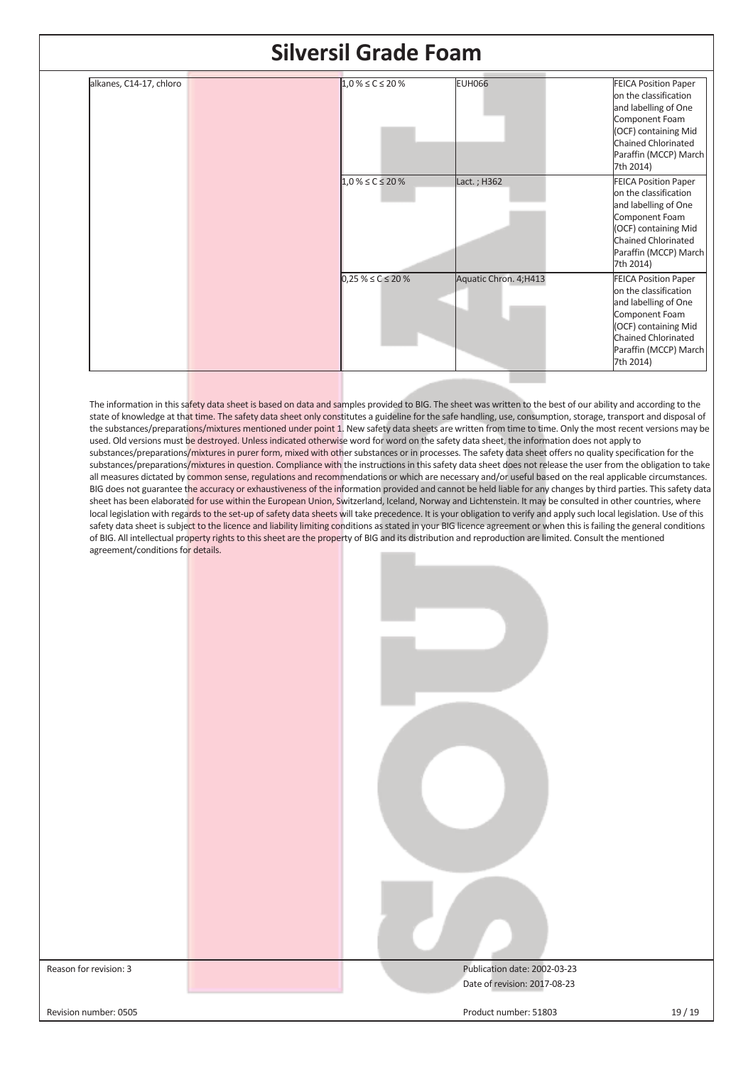| | | | |
|---|---|---|---|
| alkanes, C14-17, chloro | 1,0 % ≤ C ≤ 20 % | EUH066 | FEICA Position Paper on the classification and labelling of One Component Foam (OCF) containing Mid Chained Chlorinated Paraffin (MCCP) March 7th 2014) |
| | 1,0 % ≤ C ≤ 20 % | Lact. ; H362 | FEICA Position Paper on the classification and labelling of One Component Foam (OCF) containing Mid Chained Chlorinated Paraffin (MCCP) March 7th 2014) |
| | 0,25 % ≤ C ≤ 20 % | Aquatic Chron. 4;H413 | FEICA Position Paper on the classification and labelling of One Component Foam (OCF) containing Mid Chained Chlorinated Paraffin (MCCP) March 7th 2014) |

The information in this safety data sheet is based on data and samples provided to BIG. The sheet was written to the best of our ability and according to the state of knowledge at that time. The safety data sheet only constitutes a guideline for the safe handling, use, consumption, storage, transport and disposal of the substances/preparations/mixtures mentioned under point 1. New safety data sheets are written from time to time. Only the most recent versions may be used. Old versions must be destroyed. Unless indicated otherwise word for word on the safety data sheet, the information does not apply to substances/preparations/mixtures in purer form, mixed with other substances or in processes. The safety data sheet offers no quality specification for the substances/preparations/mixtures in question. Compliance with the instructions in this safety data sheet does not release the user from the obligation to take all measures dictated by common sense, regulations and recommendations or which are necessary and/or useful based on the real applicable circumstances. BIG does not guarantee the accuracy or exhaustiveness of the information provided and cannot be held liable for any changes by third parties. This safety data sheet has been elaborated for use within the European Union, Switzerland, Iceland, Norway and Lichtenstein. It may be consulted in other countries, where local legislation with regards to the set-up of safety data sheets will take precedence. It is your obligation to verify and apply such local legislation. Use of this safety data sheet is subject to the licence and liability limiting conditions as stated in your BIG licence agreement or when this is failing the general conditions of BIG. All intellectual property rights to this sheet are the property of BIG and its distribution and reproduction are limited. Consult the mentioned agreement/conditions for details.